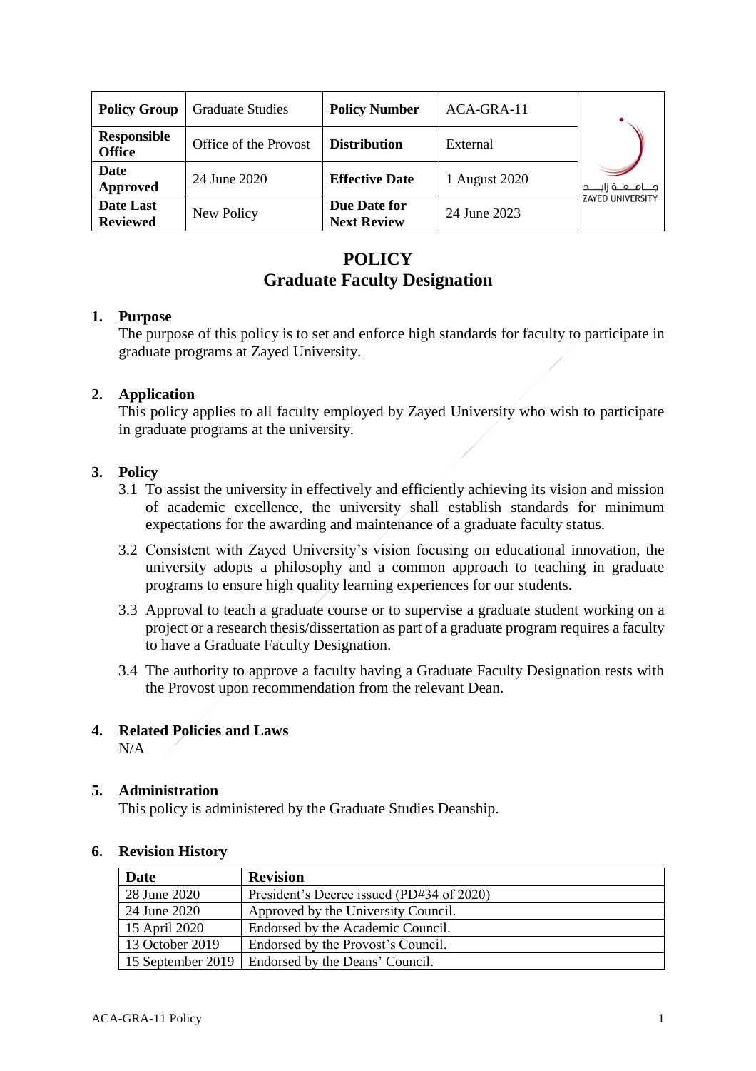| Policy Group | Graduate Studies | Policy Number | ACA-GRA-11 |
|---|---|---|---|
| Responsible Office | Office of the Provost | Distribution | External |
| Date Approved | 24 June 2020 | Effective Date | 1 August 2020 |
| Date Last Reviewed | New Policy | Due Date for Next Review | 24 June 2023 |

جـــامـــعـــة زايـــد
ZAYED UNIVERSITY

# POLICY
# Graduate Faculty Designation

## 1. Purpose

The purpose of this policy is to set and enforce high standards for faculty to participate in graduate programs at Zayed University.

## 2. Application

This policy applies to all faculty employed by Zayed University who wish to participate in graduate programs at the university.

## 3. Policy

3.1 To assist the university in effectively and efficiently achieving its vision and mission of academic excellence, the university shall establish standards for minimum expectations for the awarding and maintenance of a graduate faculty status.

3.2 Consistent with Zayed University's vision focusing on educational innovation, the university adopts a philosophy and a common approach to teaching in graduate programs to ensure high quality learning experiences for our students.

3.3 Approval to teach a graduate course or to supervise a graduate student working on a project or a research thesis/dissertation as part of a graduate program requires a faculty to have a Graduate Faculty Designation.

3.4 The authority to approve a faculty having a Graduate Faculty Designation rests with the Provost upon recommendation from the relevant Dean.

## 4. Related Policies and Laws

N/A

## 5. Administration

This policy is administered by the Graduate Studies Deanship.

## 6. Revision History

| Date | Revision |
|---|---|
| 28 June 2020 | President's Decree issued (PD#34 of 2020) |
| 24 June 2020 | Approved by the University Council. |
| 15 April 2020 | Endorsed by the Academic Council. |
| 13 October 2019 | Endorsed by the Provost's Council. |
| 15 September 2019 | Endorsed by the Deans' Council. |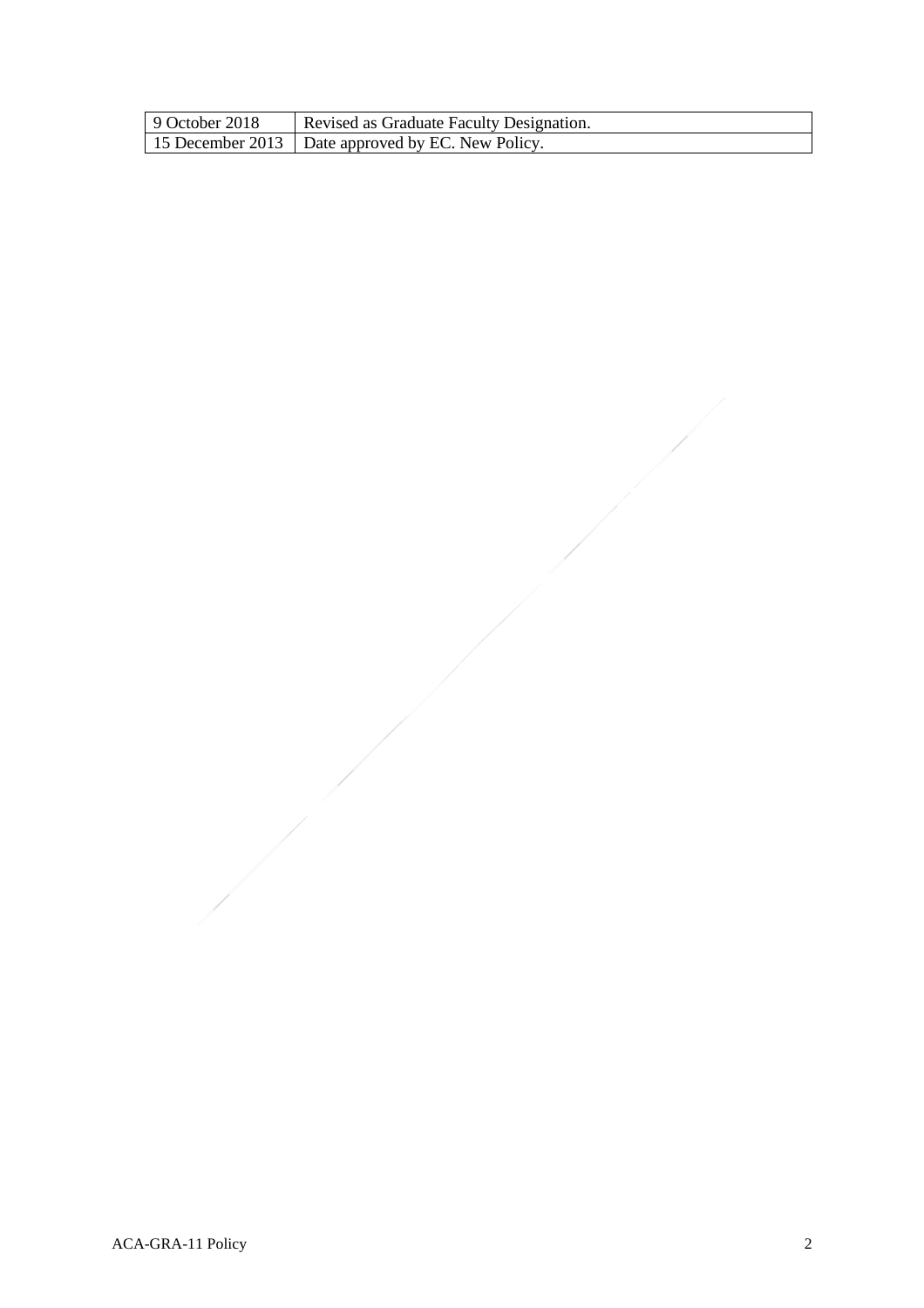| | |
|---|---|
| 9 October 2018 | Revised as Graduate Faculty Designation. |
| 15 December 2013 | Date approved by EC. New Policy. |